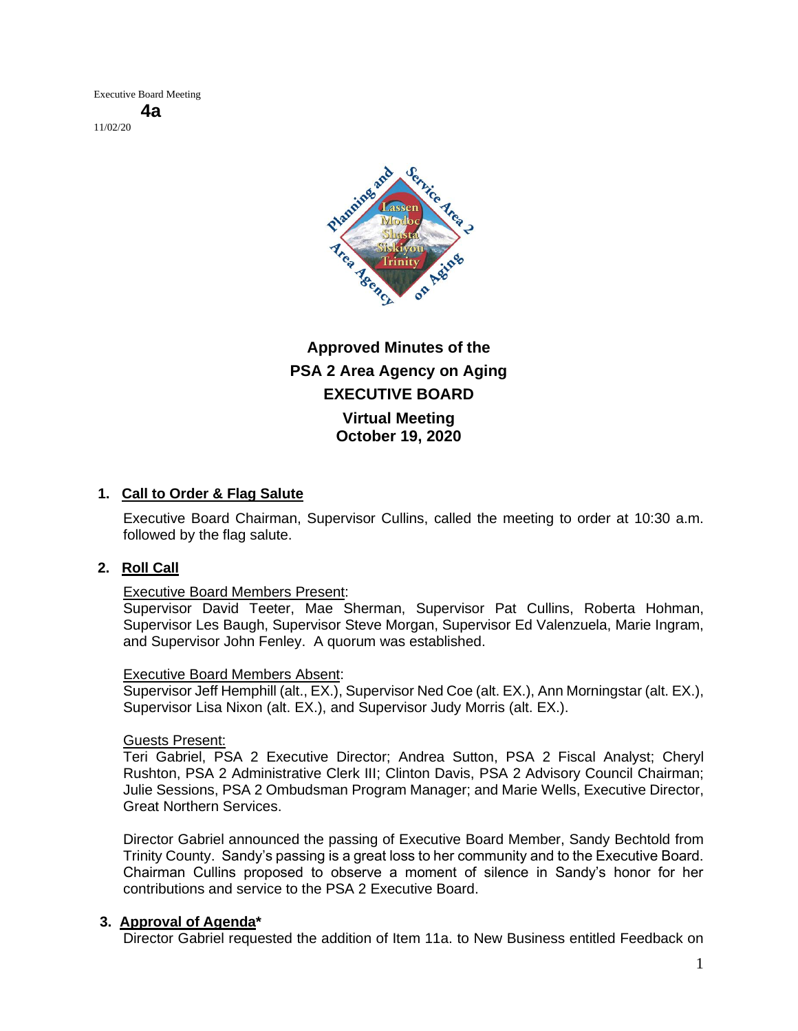Executive Board Meeting

**4a**

11/02/20

# Approved Minutes of the PSA 2 Area Agency on Aging EXECUTIVE BOARD

## Virtual Meeting
## October 19, 2020

**1. Call to Order & Flag Salute**

Executive Board Chairman, Supervisor Cullins, called the meeting to order at 10:30 a.m. followed by the flag salute.

**2. Roll Call**

Executive Board Members Present:
Supervisor David Teeter, Mae Sherman, Supervisor Pat Cullins, Roberta Hohman, Supervisor Les Baugh, Supervisor Steve Morgan, Supervisor Ed Valenzuela, Marie Ingram, and Supervisor John Fenley. A quorum was established.

Executive Board Members Absent:
Supervisor Jeff Hemphill (alt., EX.), Supervisor Ned Coe (alt. EX.), Ann Morningstar (alt. EX.), Supervisor Lisa Nixon (alt. EX.), and Supervisor Judy Morris (alt. EX.).

Guests Present:
Teri Gabriel, PSA 2 Executive Director; Andrea Sutton, PSA 2 Fiscal Analyst; Cheryl Rushton, PSA 2 Administrative Clerk III; Clinton Davis, PSA 2 Advisory Council Chairman; Julie Sessions, PSA 2 Ombudsman Program Manager; and Marie Wells, Executive Director, Great Northern Services.

Director Gabriel announced the passing of Executive Board Member, Sandy Bechtold from Trinity County. Sandy's passing is a great loss to her community and to the Executive Board. Chairman Cullins proposed to observe a moment of silence in Sandy's honor for her contributions and service to the PSA 2 Executive Board.

**3. Approval of Agenda***

Director Gabriel requested the addition of Item 11a. to New Business entitled Feedback on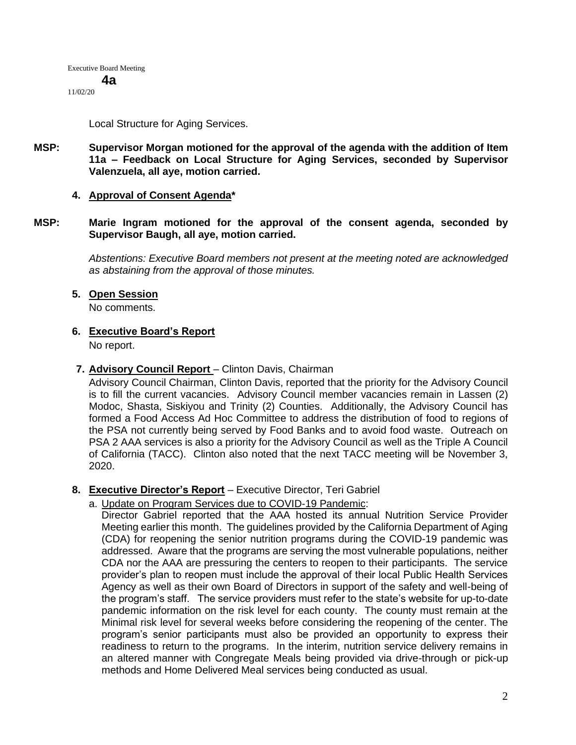Local Structure for Aging Services.

**MSP: Supervisor Morgan motioned for the approval of the agenda with the addition of Item 11a – Feedback on Local Structure for Aging Services, seconded by Supervisor Valenzuela, all aye, motion carried.**

**4. Approval of Consent Agenda***

**MSP: Marie Ingram motioned for the approval of the consent agenda, seconded by Supervisor Baugh, all aye, motion carried.**

*Abstentions: Executive Board members not present at the meeting noted are acknowledged as abstaining from the approval of those minutes.*

**5. Open Session**

No comments.

**6. Executive Board's Report**

No report.

**7. Advisory Council Report** – Clinton Davis, Chairman

Advisory Council Chairman, Clinton Davis, reported that the priority for the Advisory Council is to fill the current vacancies. Advisory Council member vacancies remain in Lassen (2) Modoc, Shasta, Siskiyou and Trinity (2) Counties. Additionally, the Advisory Council has formed a Food Access Ad Hoc Committee to address the distribution of food to regions of the PSA not currently being served by Food Banks and to avoid food waste. Outreach on PSA 2 AAA services is also a priority for the Advisory Council as well as the Triple A Council of California (TACC). Clinton also noted that the next TACC meeting will be November 3, 2020.

**8. Executive Director's Report** – Executive Director, Teri Gabriel

a. Update on Program Services due to COVID-19 Pandemic:

Director Gabriel reported that the AAA hosted its annual Nutrition Service Provider Meeting earlier this month. The guidelines provided by the California Department of Aging (CDA) for reopening the senior nutrition programs during the COVID-19 pandemic was addressed. Aware that the programs are serving the most vulnerable populations, neither CDA nor the AAA are pressuring the centers to reopen to their participants. The service provider's plan to reopen must include the approval of their local Public Health Services Agency as well as their own Board of Directors in support of the safety and well-being of the program's staff. The service providers must refer to the state's website for up-to-date pandemic information on the risk level for each county. The county must remain at the Minimal risk level for several weeks before considering the reopening of the center. The program's senior participants must also be provided an opportunity to express their readiness to return to the programs. In the interim, nutrition service delivery remains in an altered manner with Congregate Meals being provided via drive-through or pick-up methods and Home Delivered Meal services being conducted as usual.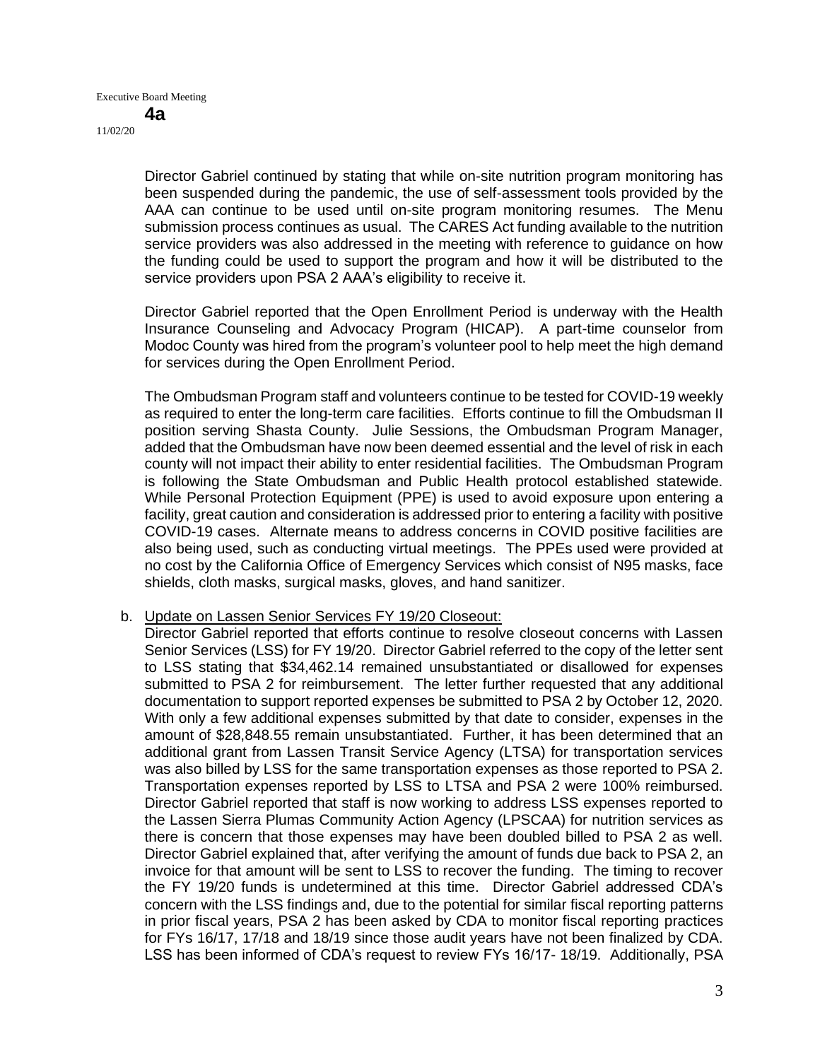Director Gabriel continued by stating that while on-site nutrition program monitoring has been suspended during the pandemic, the use of self-assessment tools provided by the AAA can continue to be used until on-site program monitoring resumes. The Menu submission process continues as usual. The CARES Act funding available to the nutrition service providers was also addressed in the meeting with reference to guidance on how the funding could be used to support the program and how it will be distributed to the service providers upon PSA 2 AAA's eligibility to receive it.

Director Gabriel reported that the Open Enrollment Period is underway with the Health Insurance Counseling and Advocacy Program (HICAP). A part-time counselor from Modoc County was hired from the program's volunteer pool to help meet the high demand for services during the Open Enrollment Period.

The Ombudsman Program staff and volunteers continue to be tested for COVID-19 weekly as required to enter the long-term care facilities. Efforts continue to fill the Ombudsman II position serving Shasta County. Julie Sessions, the Ombudsman Program Manager, added that the Ombudsman have now been deemed essential and the level of risk in each county will not impact their ability to enter residential facilities. The Ombudsman Program is following the State Ombudsman and Public Health protocol established statewide. While Personal Protection Equipment (PPE) is used to avoid exposure upon entering a facility, great caution and consideration is addressed prior to entering a facility with positive COVID-19 cases. Alternate means to address concerns in COVID positive facilities are also being used, such as conducting virtual meetings. The PPEs used were provided at no cost by the California Office of Emergency Services which consist of N95 masks, face shields, cloth masks, surgical masks, gloves, and hand sanitizer.

b. Update on Lassen Senior Services FY 19/20 Closeout:
Director Gabriel reported that efforts continue to resolve closeout concerns with Lassen Senior Services (LSS) for FY 19/20. Director Gabriel referred to the copy of the letter sent to LSS stating that $34,462.14 remained unsubstantiated or disallowed for expenses submitted to PSA 2 for reimbursement. The letter further requested that any additional documentation to support reported expenses be submitted to PSA 2 by October 12, 2020. With only a few additional expenses submitted by that date to consider, expenses in the amount of $28,848.55 remain unsubstantiated. Further, it has been determined that an additional grant from Lassen Transit Service Agency (LTSA) for transportation services was also billed by LSS for the same transportation expenses as those reported to PSA 2. Transportation expenses reported by LSS to LTSA and PSA 2 were 100% reimbursed. Director Gabriel reported that staff is now working to address LSS expenses reported to the Lassen Sierra Plumas Community Action Agency (LPSCAA) for nutrition services as there is concern that those expenses may have been doubled billed to PSA 2 as well. Director Gabriel explained that, after verifying the amount of funds due back to PSA 2, an invoice for that amount will be sent to LSS to recover the funding. The timing to recover the FY 19/20 funds is undetermined at this time. Director Gabriel addressed CDA's concern with the LSS findings and, due to the potential for similar fiscal reporting patterns in prior fiscal years, PSA 2 has been asked by CDA to monitor fiscal reporting practices for FYs 16/17, 17/18 and 18/19 since those audit years have not been finalized by CDA. LSS has been informed of CDA's request to review FYs 16/17- 18/19. Additionally, PSA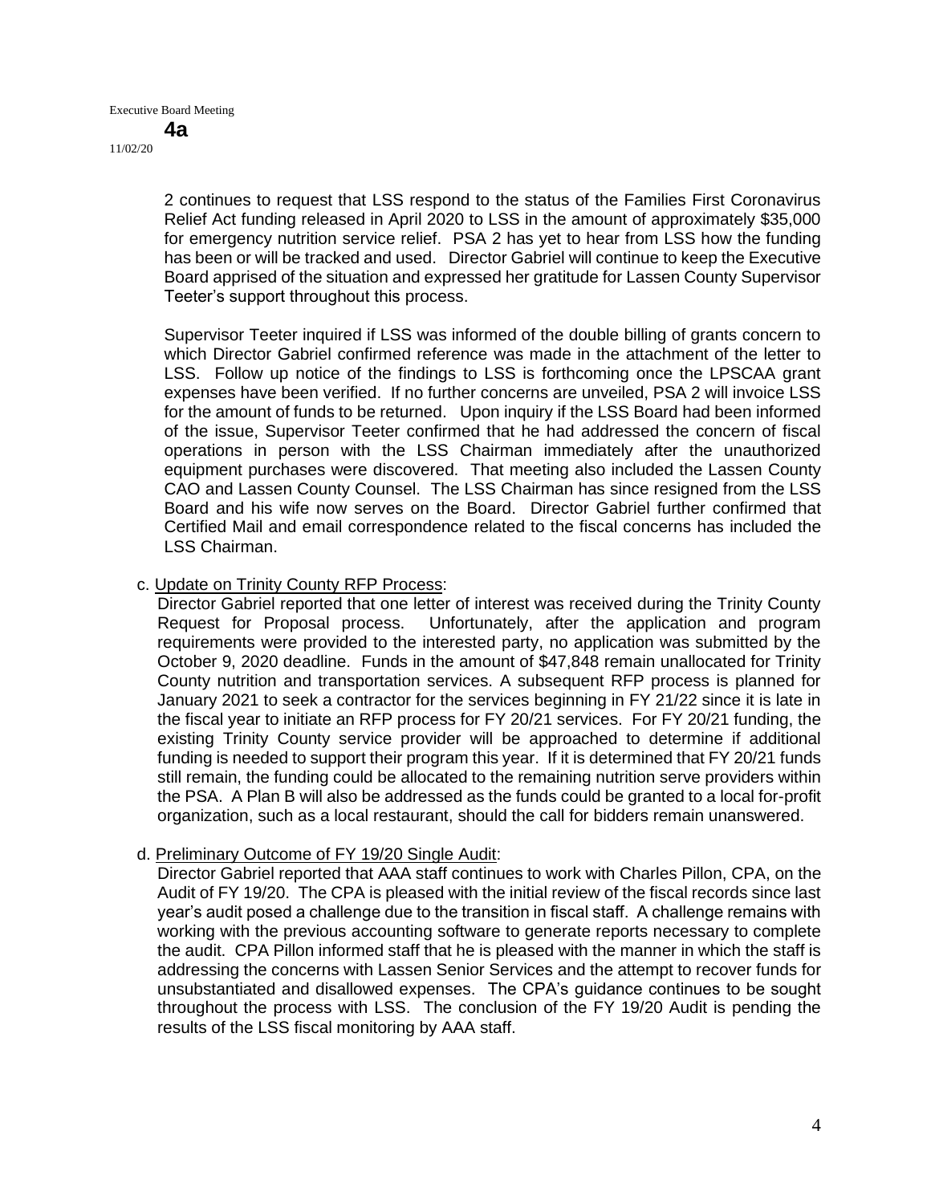2 continues to request that LSS respond to the status of the Families First Coronavirus Relief Act funding released in April 2020 to LSS in the amount of approximately $35,000 for emergency nutrition service relief. PSA 2 has yet to hear from LSS how the funding has been or will be tracked and used. Director Gabriel will continue to keep the Executive Board apprised of the situation and expressed her gratitude for Lassen County Supervisor Teeter's support throughout this process.

Supervisor Teeter inquired if LSS was informed of the double billing of grants concern to which Director Gabriel confirmed reference was made in the attachment of the letter to LSS. Follow up notice of the findings to LSS is forthcoming once the LPSCAA grant expenses have been verified. If no further concerns are unveiled, PSA 2 will invoice LSS for the amount of funds to be returned. Upon inquiry if the LSS Board had been informed of the issue, Supervisor Teeter confirmed that he had addressed the concern of fiscal operations in person with the LSS Chairman immediately after the unauthorized equipment purchases were discovered. That meeting also included the Lassen County CAO and Lassen County Counsel. The LSS Chairman has since resigned from the LSS Board and his wife now serves on the Board. Director Gabriel further confirmed that Certified Mail and email correspondence related to the fiscal concerns has included the LSS Chairman.

c. Update on Trinity County RFP Process:

Director Gabriel reported that one letter of interest was received during the Trinity County Request for Proposal process. Unfortunately, after the application and program requirements were provided to the interested party, no application was submitted by the October 9, 2020 deadline. Funds in the amount of $47,848 remain unallocated for Trinity County nutrition and transportation services. A subsequent RFP process is planned for January 2021 to seek a contractor for the services beginning in FY 21/22 since it is late in the fiscal year to initiate an RFP process for FY 20/21 services. For FY 20/21 funding, the existing Trinity County service provider will be approached to determine if additional funding is needed to support their program this year. If it is determined that FY 20/21 funds still remain, the funding could be allocated to the remaining nutrition serve providers within the PSA. A Plan B will also be addressed as the funds could be granted to a local for-profit organization, such as a local restaurant, should the call for bidders remain unanswered.

d. Preliminary Outcome of FY 19/20 Single Audit:

Director Gabriel reported that AAA staff continues to work with Charles Pillon, CPA, on the Audit of FY 19/20. The CPA is pleased with the initial review of the fiscal records since last year's audit posed a challenge due to the transition in fiscal staff. A challenge remains with working with the previous accounting software to generate reports necessary to complete the audit. CPA Pillon informed staff that he is pleased with the manner in which the staff is addressing the concerns with Lassen Senior Services and the attempt to recover funds for unsubstantiated and disallowed expenses. The CPA's guidance continues to be sought throughout the process with LSS. The conclusion of the FY 19/20 Audit is pending the results of the LSS fiscal monitoring by AAA staff.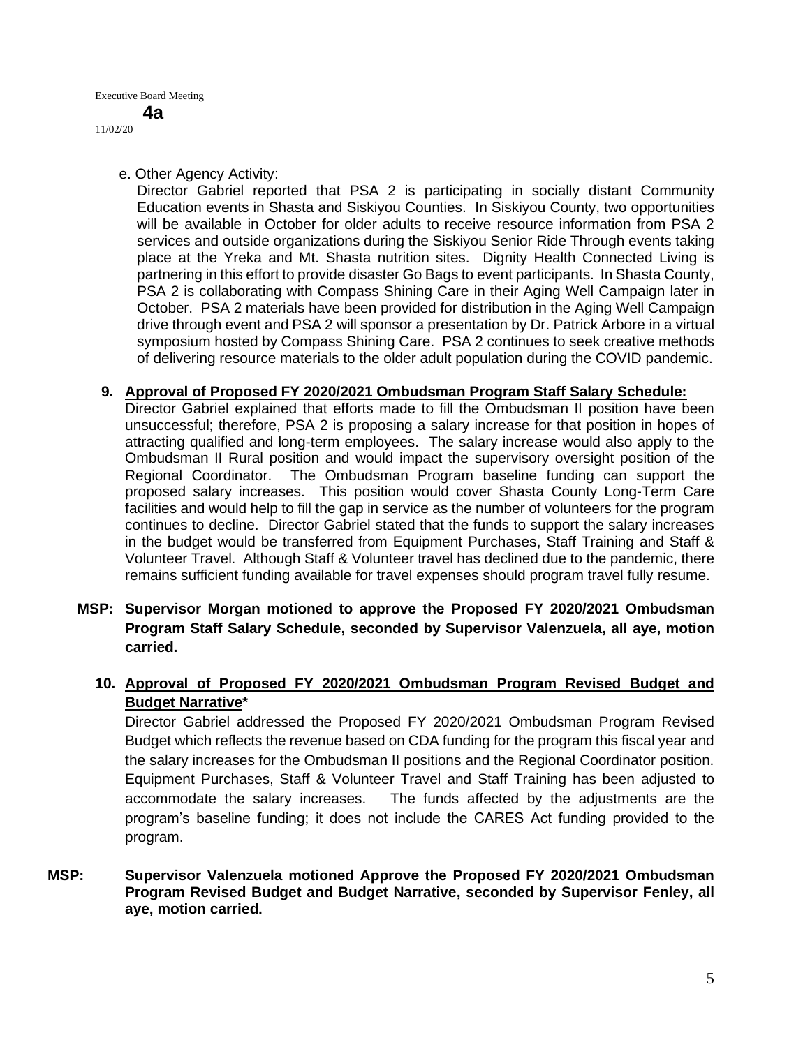e. Other Agency Activity:

Director Gabriel reported that PSA 2 is participating in socially distant Community Education events in Shasta and Siskiyou Counties. In Siskiyou County, two opportunities will be available in October for older adults to receive resource information from PSA 2 services and outside organizations during the Siskiyou Senior Ride Through events taking place at the Yreka and Mt. Shasta nutrition sites. Dignity Health Connected Living is partnering in this effort to provide disaster Go Bags to event participants. In Shasta County, PSA 2 is collaborating with Compass Shining Care in their Aging Well Campaign later in October. PSA 2 materials have been provided for distribution in the Aging Well Campaign drive through event and PSA 2 will sponsor a presentation by Dr. Patrick Arbore in a virtual symposium hosted by Compass Shining Care. PSA 2 continues to seek creative methods of delivering resource materials to the older adult population during the COVID pandemic.

**9. Approval of Proposed FY 2020/2021 Ombudsman Program Staff Salary Schedule:**

Director Gabriel explained that efforts made to fill the Ombudsman II position have been unsuccessful; therefore, PSA 2 is proposing a salary increase for that position in hopes of attracting qualified and long-term employees. The salary increase would also apply to the Ombudsman II Rural position and would impact the supervisory oversight position of the Regional Coordinator. The Ombudsman Program baseline funding can support the proposed salary increases. This position would cover Shasta County Long-Term Care facilities and would help to fill the gap in service as the number of volunteers for the program continues to decline. Director Gabriel stated that the funds to support the salary increases in the budget would be transferred from Equipment Purchases, Staff Training and Staff & Volunteer Travel. Although Staff & Volunteer travel has declined due to the pandemic, there remains sufficient funding available for travel expenses should program travel fully resume.

**MSP: Supervisor Morgan motioned to approve the Proposed FY 2020/2021 Ombudsman Program Staff Salary Schedule, seconded by Supervisor Valenzuela, all aye, motion carried.**

**10. Approval of Proposed FY 2020/2021 Ombudsman Program Revised Budget and Budget Narrative***

Director Gabriel addressed the Proposed FY 2020/2021 Ombudsman Program Revised Budget which reflects the revenue based on CDA funding for the program this fiscal year and the salary increases for the Ombudsman II positions and the Regional Coordinator position. Equipment Purchases, Staff & Volunteer Travel and Staff Training has been adjusted to accommodate the salary increases. The funds affected by the adjustments are the program's baseline funding; it does not include the CARES Act funding provided to the program.

**MSP: Supervisor Valenzuela motioned Approve the Proposed FY 2020/2021 Ombudsman Program Revised Budget and Budget Narrative, seconded by Supervisor Fenley, all aye, motion carried.**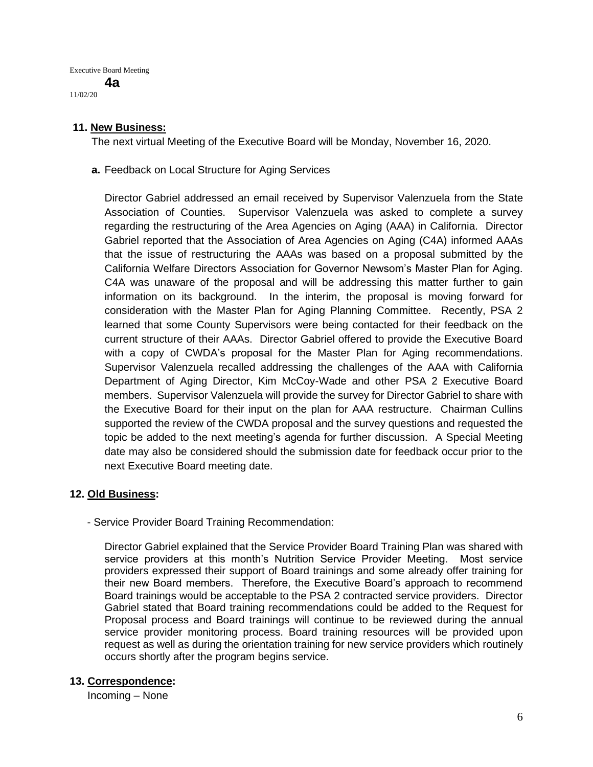Executive Board Meeting
**4a**
11/02/20

**11. New Business:**

The next virtual Meeting of the Executive Board will be Monday, November 16, 2020.

**a.** Feedback on Local Structure for Aging Services

Director Gabriel addressed an email received by Supervisor Valenzuela from the State Association of Counties. Supervisor Valenzuela was asked to complete a survey regarding the restructuring of the Area Agencies on Aging (AAA) in California. Director Gabriel reported that the Association of Area Agencies on Aging (C4A) informed AAAs that the issue of restructuring the AAAs was based on a proposal submitted by the California Welfare Directors Association for Governor Newsom's Master Plan for Aging. C4A was unaware of the proposal and will be addressing this matter further to gain information on its background. In the interim, the proposal is moving forward for consideration with the Master Plan for Aging Planning Committee. Recently, PSA 2 learned that some County Supervisors were being contacted for their feedback on the current structure of their AAAs. Director Gabriel offered to provide the Executive Board with a copy of CWDA's proposal for the Master Plan for Aging recommendations. Supervisor Valenzuela recalled addressing the challenges of the AAA with California Department of Aging Director, Kim McCoy-Wade and other PSA 2 Executive Board members. Supervisor Valenzuela will provide the survey for Director Gabriel to share with the Executive Board for their input on the plan for AAA restructure. Chairman Cullins supported the review of the CWDA proposal and the survey questions and requested the topic be added to the next meeting's agenda for further discussion. A Special Meeting date may also be considered should the submission date for feedback occur prior to the next Executive Board meeting date.

**12. Old Business:**

- Service Provider Board Training Recommendation:

Director Gabriel explained that the Service Provider Board Training Plan was shared with service providers at this month's Nutrition Service Provider Meeting. Most service providers expressed their support of Board trainings and some already offer training for their new Board members. Therefore, the Executive Board's approach to recommend Board trainings would be acceptable to the PSA 2 contracted service providers. Director Gabriel stated that Board training recommendations could be added to the Request for Proposal process and Board trainings will continue to be reviewed during the annual service provider monitoring process. Board training resources will be provided upon request as well as during the orientation training for new service providers which routinely occurs shortly after the program begins service.

**13. Correspondence:**

Incoming – None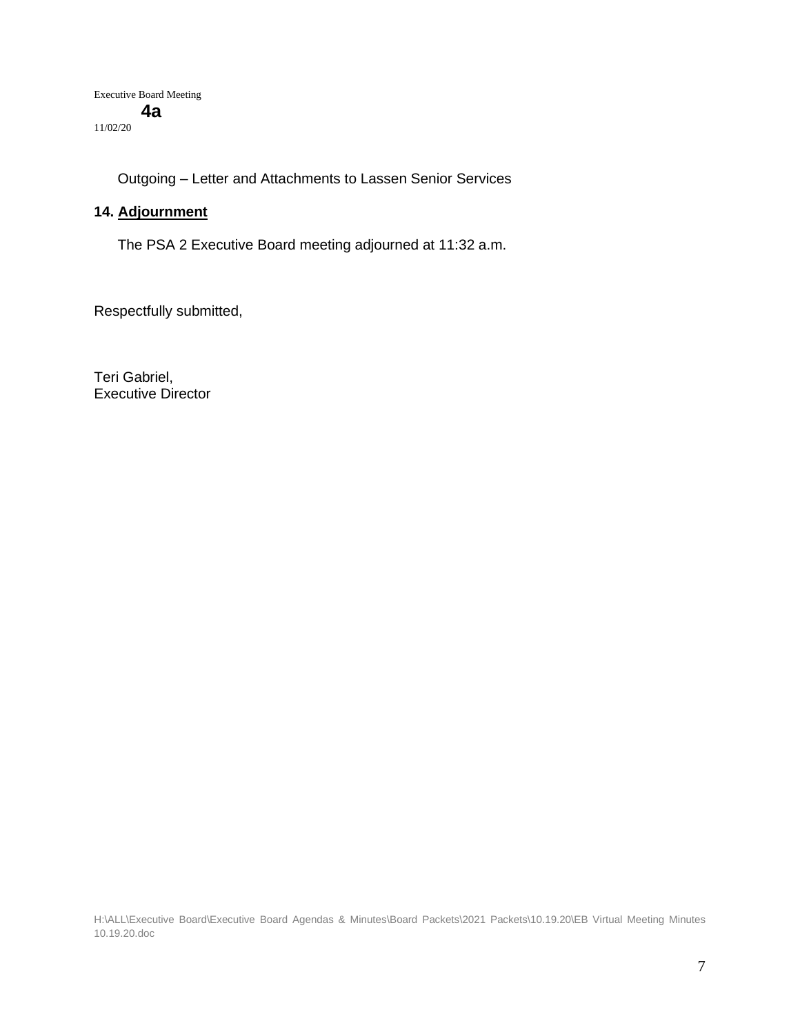Outgoing – Letter and Attachments to Lassen Senior Services

**14. Adjournment**

The PSA 2 Executive Board meeting adjourned at 11:32 a.m.

Respectfully submitted,

Teri Gabriel,
Executive Director